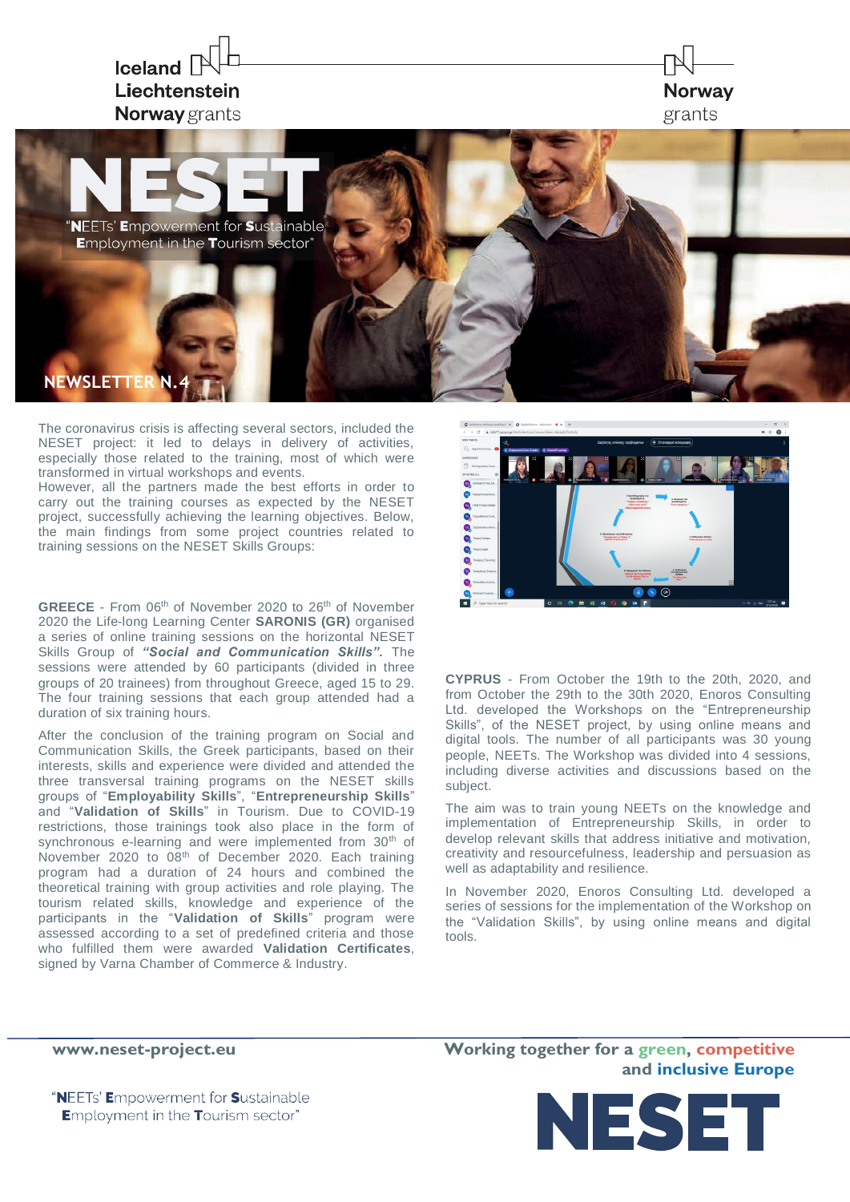Iceland Liechtenstein Norway grants

Norway grants

# NESET

"**N**EETs' **E**mpowerment for **S**ustainable **E**mployment in the **T**ourism sector"

## NEWSLETTER N.4

The coronavirus crisis is affecting several sectors, included the NESET project: it led to delays in delivery of activities, especially those related to the training, most of which were transformed in virtual workshops and events.
However, all the partners made the best efforts in order to carry out the training courses as expected by the NESET project, successfully achieving the learning objectives. Below, the main findings from some project countries related to training sessions on the NESET Skills Groups:

**GREECE** - From 06th of November 2020 to 26th of November 2020 the Life-long Learning Center **SARONIS (GR)** organised a series of online training sessions on the horizontal NESET Skills Group of ***"Social and Communication Skills".*** The sessions were attended by 60 participants (divided in three groups of 20 trainees) from throughout Greece, aged 15 to 29. The four training sessions that each group attended had a duration of six training hours.

After the conclusion of the training program on Social and Communication Skills, the Greek participants, based on their interests, skills and experience were divided and attended the three transversal training programs on the NESET skills groups of "**Employability Skills**", "**Entrepreneurship Skills**" and "**Validation of Skills**" in Tourism. Due to COVID-19 restrictions, those trainings took also place in the form of synchronous e-learning and were implemented from 30th of November 2020 to 08th of December 2020. Each training program had a duration of 24 hours and combined the theoretical training with group activities and role playing. The tourism related skills, knowledge and experience of the participants in the "**Validation of Skills**" program were assessed according to a set of predefined criteria and those who fulfilled them were awarded **Validation Certificates**, signed by Varna Chamber of Commerce & Industry.

**CYPRUS** - From October the 19th to the 20th, 2020, and from October the 29th to the 30th, 2020, Enoros Consulting Ltd. developed the Workshops on the "Entrepreneurship Skills", of the NESET project, by using online means and digital tools. The number of all participants was 30 young people, NEETs. The Workshop was divided into 4 sessions, including diverse activities and discussions based on the subject.

The aim was to train young NEETs on the knowledge and implementation of Entrepreneurship Skills, in order to develop relevant skills that address initiative and motivation, creativity and resourcefulness, leadership and persuasion as well as adaptability and resilience.

In November 2020, Enoros Consulting Ltd. developed a series of sessions for the implementation of the Workshop on the "Validation Skills", by using online means and digital tools.

**www.neset-project.eu**

**Working together for a green, competitive and inclusive Europe**

"**N**EETs' **E**mpowerment for **S**ustainable **E**mployment in the **T**ourism sector"

NESET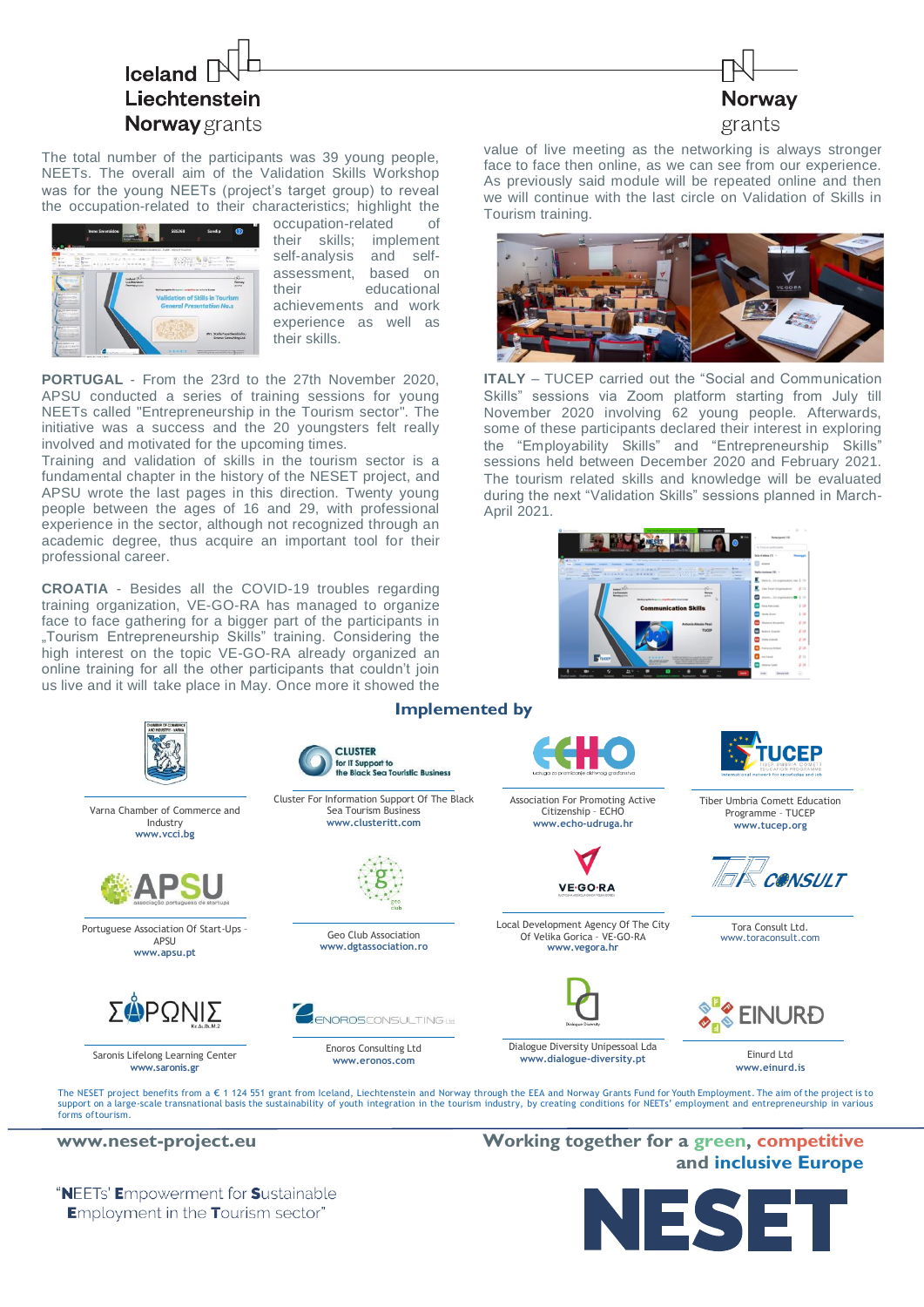The total number of the participants was 39 young people, NEETs. The overall aim of the Validation Skills Workshop was for the young NEETs (project's target group) to reveal the occupation-related to their characteristics; highlight the occupation-related of their skills; implement self-analysis and self-assessment, based on their educational achievements and work experience as well as their skills.

**PORTUGAL** - From the 23rd to the 27th November 2020, APSU conducted a series of training sessions for young NEETs called "Entrepreneurship in the Tourism sector". The initiative was a success and the 20 youngsters felt really involved and motivated for the upcoming times.

Training and validation of skills in the tourism sector is a fundamental chapter in the history of the NESET project, and APSU wrote the last pages in this direction. Twenty young people between the ages of 16 and 29, with professional experience in the sector, although not recognized through an academic degree, thus acquire an important tool for their professional career.

**CROATIA** - Besides all the COVID-19 troubles regarding training organization, VE-GO-RA has managed to organize face to face gathering for a bigger part of the participants in „Tourism Entrepreneurship Skills" training. Considering the high interest on the topic VE-GO-RA already organized an online training for all the other participants that couldn't join us live and it will take place in May. Once more it showed the value of live meeting as the networking is always stronger face to face then online, as we can see from our experience. As previously said module will be repeated online and then we will continue with the last circle on Validation of Skills in Tourism training.

**ITALY** – TUCEP carried out the "Social and Communication Skills" sessions via Zoom platform starting from July till November 2020 involving 62 young people. Afterwards, some of these participants declared their interest in exploring the "Employability Skills" and "Entrepreneurship Skills" sessions held between December 2020 and February 2021. The tourism related skills and knowledge will be evaluated during the next "Validation Skills" sessions planned in March-April 2021.

## Implemented by

Varna Chamber of Commerce and Industry
www.vcci.bg

Cluster For Information Support Of The Black Sea Tourism Business
www.clusteritt.com

Association For Promoting Active Citizenship - ECHO
www.echo-udruga.hr

Tiber Umbria Comett Education Programme - TUCEP
www.tucep.org

Portuguese Association Of Start-Ups - APSU
www.apsu.pt

Geo Club Association
www.dgtassociation.ro

Local Development Agency Of The City Of Velika Gorica - VE-GO-RA
www.vegora.hr

Tora Consult Ltd.
www.toraconsult.com

Saronis Lifelong Learning Center
www.saronis.gr

Enoros Consulting Ltd
www.eronos.com

Dialogue Diversity Unipessoal Lda
www.dialogue-diversity.pt

Einurd Ltd
www.einurd.is

The NESET project benefits from a € 1 124 551 grant from Iceland, Liechtenstein and Norway through the EEA and Norway Grants Fund for Youth Employment. The aim of the project is to support on a large-scale transnational basis the sustainability of youth integration in the tourism industry, by creating conditions for NEETs' employment and entrepreneurship in various forms oftourism.

www.neset-project.eu

Working together for a green, competitive and inclusive Europe

"NEETs' Empowerment for Sustainable Employment in the Tourism sector"

NESET